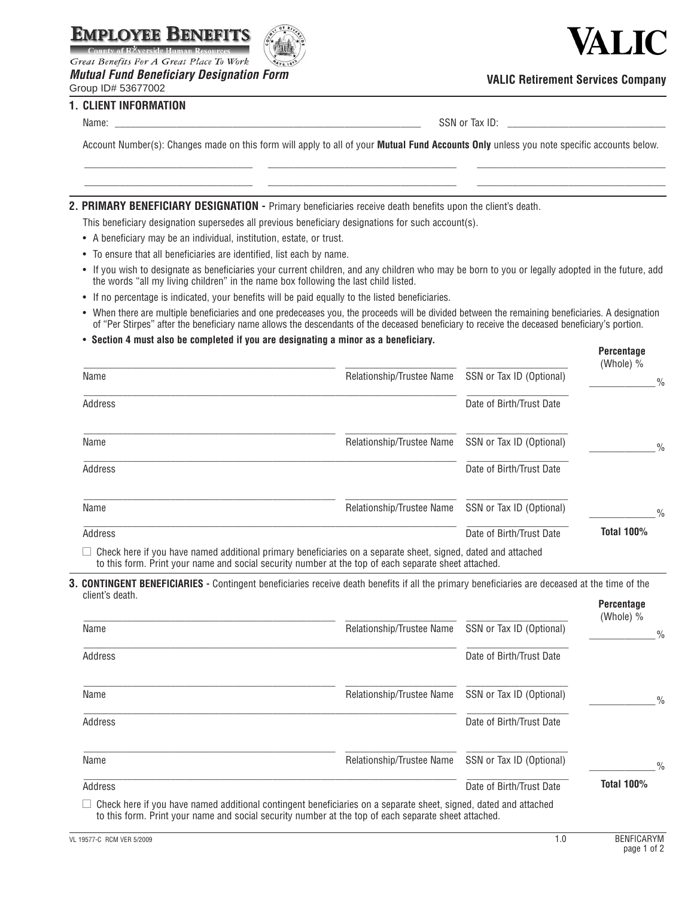**EMPLOYEE BENEFITS**
County of Riverside Human Resources
*Great Benefits For A Great Place To Work*

# *Mutual Fund Beneficiary Designation Form*

Group ID# 53677002

**VALIC**

**VALIC Retirement Services Company**

## 1. CLIENT INFORMATION

Name: ______________________________ SSN or Tax ID: ______________________________

Account Number(s): Changes made on this form will apply to all of your **Mutual Fund Accounts Only** unless you note specific accounts below.

______________________ ______________________ ______________________

______________________ ______________________ ______________________

## 2. PRIMARY BENEFICIARY DESIGNATION - Primary beneficiaries receive death benefits upon the client's death.

This beneficiary designation supersedes all previous beneficiary designations for such account(s).

- A beneficiary may be an individual, institution, estate, or trust.
- To ensure that all beneficiaries are identified, list each by name.
- If you wish to designate as beneficiaries your current children, and any children who may be born to you or legally adopted in the future, add the words "all my living children" in the name box following the last child listed.
- If no percentage is indicated, your benefits will be paid equally to the listed beneficiaries.
- When there are multiple beneficiaries and one predeceases you, the proceeds will be divided between the remaining beneficiaries. A designation of "Per Stirpes" after the beneficiary name allows the descendants of the deceased beneficiary to receive the deceased beneficiary's portion.
- **Section 4 must also be completed if you are designating a minor as a beneficiary.**

| Name | Relationship/Trustee Name | SSN or Tax ID (Optional) | **Percentage** (Whole) % |
|---|---|---|---|
| Address | | Date of Birth/Trust Date | ______% |
| Name | Relationship/Trustee Name | SSN or Tax ID (Optional) | ______% |
| Address | | Date of Birth/Trust Date | |
| Name | Relationship/Trustee Name | SSN or Tax ID (Optional) | ______% |
| Address | | Date of Birth/Trust Date | **Total 100%** |

☐ Check here if you have named additional primary beneficiaries on a separate sheet, signed, dated and attached to this form. Print your name and social security number at the top of each separate sheet attached.

## 3. CONTINGENT BENEFICIARIES - Contingent beneficiaries receive death benefits if all the primary beneficiaries are deceased at the time of the client's death.

| Name | Relationship/Trustee Name | SSN or Tax ID (Optional) | **Percentage** (Whole) % |
|---|---|---|---|
| Address | | Date of Birth/Trust Date | ______% |
| Name | Relationship/Trustee Name | SSN or Tax ID (Optional) | ______% |
| Address | | Date of Birth/Trust Date | |
| Name | Relationship/Trustee Name | SSN or Tax ID (Optional) | ______% |
| Address | | Date of Birth/Trust Date | **Total 100%** |

☐ Check here if you have named additional contingent beneficiaries on a separate sheet, signed, dated and attached to this form. Print your name and social security number at the top of each separate sheet attached.

VL 19577-C RCM VER 5/2009 1.0 BENFICARYM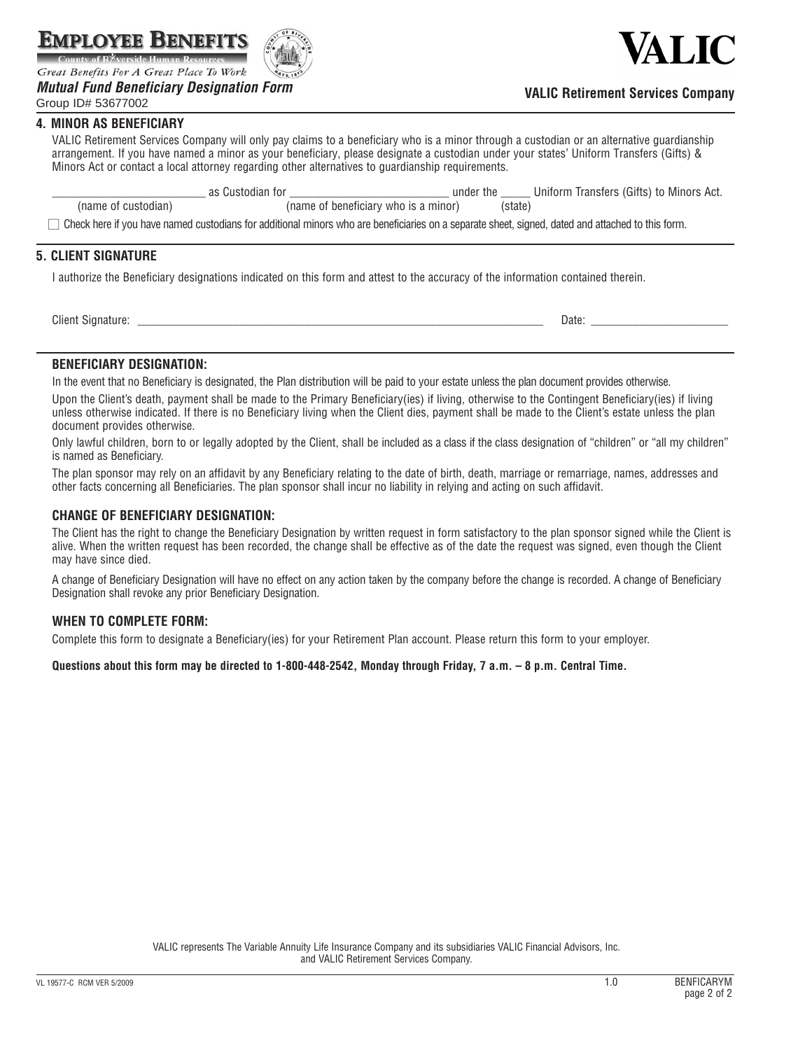**Mutual Fund Beneficiary Designation Form**

Group ID# 53677002

VALIC Retirement Services Company

## 4. MINOR AS BENEFICIARY

VALIC Retirement Services Company will only pay claims to a beneficiary who is a minor through a custodian or an alternative guardianship arrangement. If you have named a minor as your beneficiary, please designate a custodian under your states' Uniform Transfers (Gifts) & Minors Act or contact a local attorney regarding other alternatives to guardianship requirements.

__________________________ as Custodian for ___________________________ under the _____ Uniform Transfers (Gifts) to Minors Act.
(name of custodian) (name of beneficiary who is a minor) (state)

☐ Check here if you have named custodians for additional minors who are beneficiaries on a separate sheet, signed, dated and attached to this form.

## 5. CLIENT SIGNATURE

I authorize the Beneficiary designations indicated on this form and attest to the accuracy of the information contained therein.

Client Signature: _______________________________________________________________________ Date: _______________________

### BENEFICIARY DESIGNATION:

In the event that no Beneficiary is designated, the Plan distribution will be paid to your estate unless the plan document provides otherwise.

Upon the Client's death, payment shall be made to the Primary Beneficiary(ies) if living, otherwise to the Contingent Beneficiary(ies) if living unless otherwise indicated. If there is no Beneficiary living when the Client dies, payment shall be made to the Client's estate unless the plan document provides otherwise.

Only lawful children, born to or legally adopted by the Client, shall be included as a class if the class designation of "children" or "all my children" is named as Beneficiary.

The plan sponsor may rely on an affidavit by any Beneficiary relating to the date of birth, death, marriage or remarriage, names, addresses and other facts concerning all Beneficiaries. The plan sponsor shall incur no liability in relying and acting on such affidavit.

### CHANGE OF BENEFICIARY DESIGNATION:

The Client has the right to change the Beneficiary Designation by written request in form satisfactory to the plan sponsor signed while the Client is alive. When the written request has been recorded, the change shall be effective as of the date the request was signed, even though the Client may have since died.

A change of Beneficiary Designation will have no effect on any action taken by the company before the change is recorded. A change of Beneficiary Designation shall revoke any prior Beneficiary Designation.

### WHEN TO COMPLETE FORM:

Complete this form to designate a Beneficiary(ies) for your Retirement Plan account. Please return this form to your employer.

**Questions about this form may be directed to 1-800-448-2542, Monday through Friday, 7 a.m. – 8 p.m. Central Time.**

VALIC represents The Variable Annuity Life Insurance Company and its subsidiaries VALIC Financial Advisors, Inc. and VALIC Retirement Services Company.

VL 19577-C RCM VER 5/2009 1.0 BENFICARYM